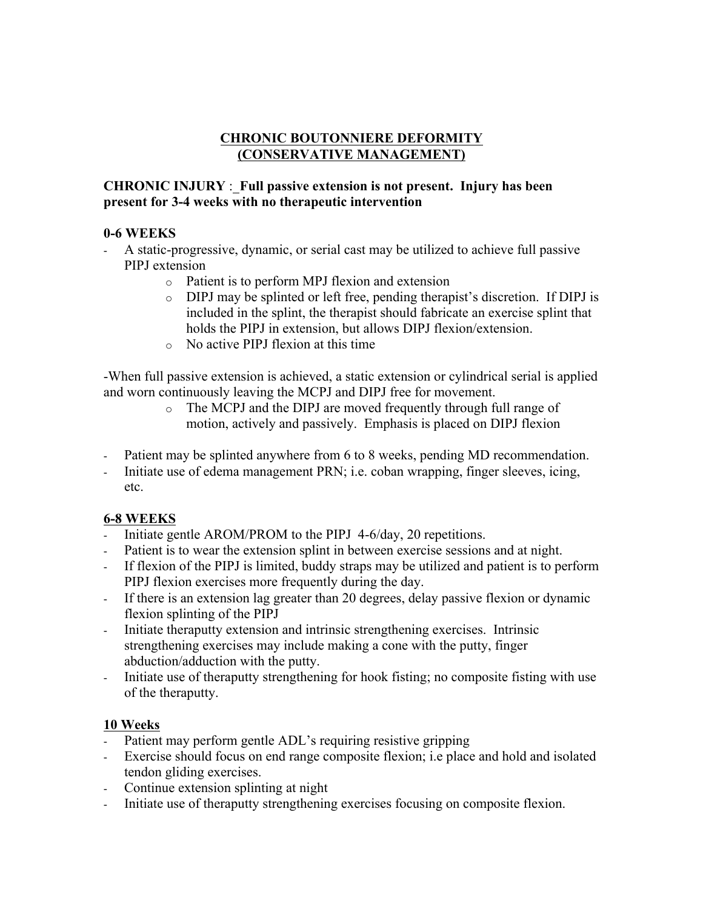## CHRONIC BOUTONNIERE DEFORMITY
## (CONSERVATIVE MANAGEMENT)

**CHRONIC INJURY** : _**Full passive extension is not present. Injury has been present for 3-4 weeks with no therapeutic intervention**

### 0-6 WEEKS

- A static-progressive, dynamic, or serial cast may be utilized to achieve full passive PIPJ extension
  - Patient is to perform MPJ flexion and extension
  - DIPJ may be splinted or left free, pending therapist's discretion. If DIPJ is included in the splint, the therapist should fabricate an exercise splint that holds the PIPJ in extension, but allows DIPJ flexion/extension.
  - No active PIPJ flexion at this time

-When full passive extension is achieved, a static extension or cylindrical serial is applied and worn continuously leaving the MCPJ and DIPJ free for movement.

  - The MCPJ and the DIPJ are moved frequently through full range of motion, actively and passively. Emphasis is placed on DIPJ flexion

- Patient may be splinted anywhere from 6 to 8 weeks, pending MD recommendation.
- Initiate use of edema management PRN; i.e. coban wrapping, finger sleeves, icing, etc.

### 6-8 WEEKS

- Initiate gentle AROM/PROM to the PIPJ 4-6/day, 20 repetitions.
- Patient is to wear the extension splint in between exercise sessions and at night.
- If flexion of the PIPJ is limited, buddy straps may be utilized and patient is to perform PIPJ flexion exercises more frequently during the day.
- If there is an extension lag greater than 20 degrees, delay passive flexion or dynamic flexion splinting of the PIPJ
- Initiate theraputty extension and intrinsic strengthening exercises. Intrinsic strengthening exercises may include making a cone with the putty, finger abduction/adduction with the putty.
- Initiate use of theraputty strengthening for hook fisting; no composite fisting with use of the theraputty.

### 10 Weeks

- Patient may perform gentle ADL's requiring resistive gripping
- Exercise should focus on end range composite flexion; i.e place and hold and isolated tendon gliding exercises.
- Continue extension splinting at night
- Initiate use of theraputty strengthening exercises focusing on composite flexion.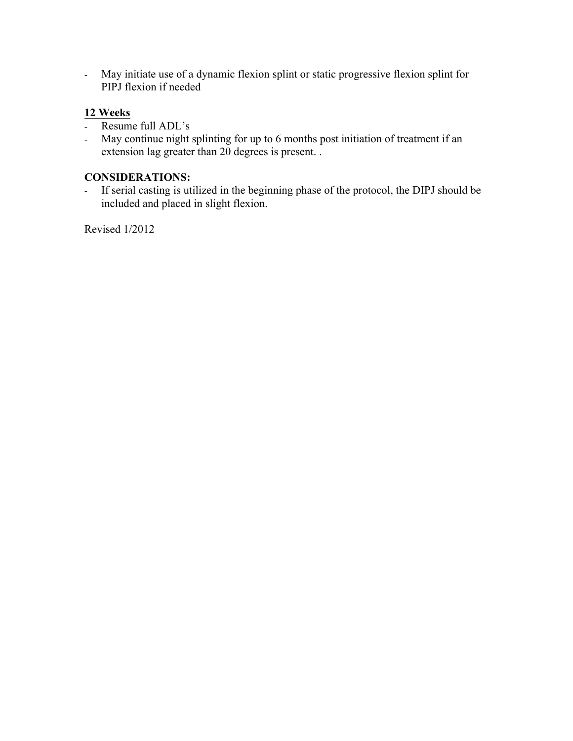- May initiate use of a dynamic flexion splint or static progressive flexion splint for PIPJ flexion if needed

**12 Weeks**

- Resume full ADL's
- May continue night splinting for up to 6 months post initiation of treatment if an extension lag greater than 20 degrees is present. .

**CONSIDERATIONS:**

- If serial casting is utilized in the beginning phase of the protocol, the DIPJ should be included and placed in slight flexion.

Revised 1/2012